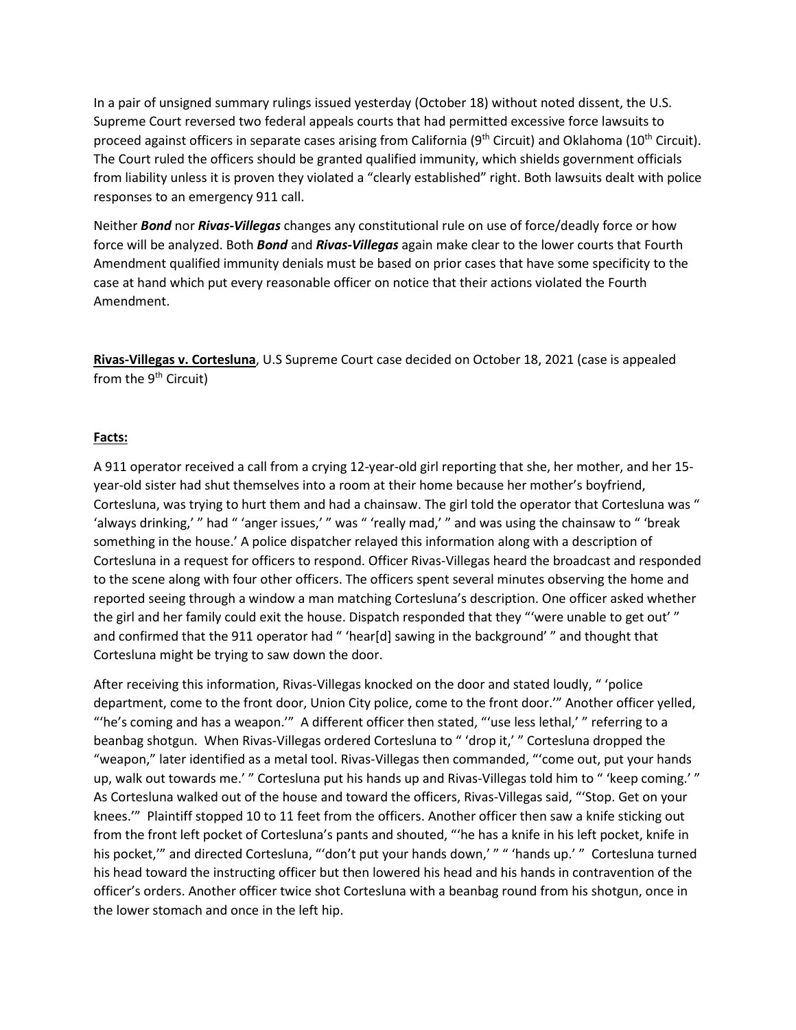In a pair of unsigned summary rulings issued yesterday (October 18) without noted dissent, the U.S. Supreme Court reversed two federal appeals courts that had permitted excessive force lawsuits to proceed against officers in separate cases arising from California (9th Circuit) and Oklahoma (10th Circuit). The Court ruled the officers should be granted qualified immunity, which shields government officials from liability unless it is proven they violated a "clearly established" right. Both lawsuits dealt with police responses to an emergency 911 call.

Neither ***Bond*** nor ***Rivas-Villegas*** changes any constitutional rule on use of force/deadly force or how force will be analyzed. Both ***Bond*** and ***Rivas-Villegas*** again make clear to the lower courts that Fourth Amendment qualified immunity denials must be based on prior cases that have some specificity to the case at hand which put every reasonable officer on notice that their actions violated the Fourth Amendment.

**Rivas-Villegas v. Cortesluna**, U.S Supreme Court case decided on October 18, 2021 (case is appealed from the 9th Circuit)

**Facts:**

A 911 operator received a call from a crying 12-year-old girl reporting that she, her mother, and her 15-year-old sister had shut themselves into a room at their home because her mother's boyfriend, Cortesluna, was trying to hurt them and had a chainsaw. The girl told the operator that Cortesluna was " 'always drinking,' " had " 'anger issues,' " was " 'really mad,' " and was using the chainsaw to " 'break something in the house.' A police dispatcher relayed this information along with a description of Cortesluna in a request for officers to respond. Officer Rivas-Villegas heard the broadcast and responded to the scene along with four other officers. The officers spent several minutes observing the home and reported seeing through a window a man matching Cortesluna's description. One officer asked whether the girl and her family could exit the house. Dispatch responded that they "'were unable to get out' " and confirmed that the 911 operator had " 'hear[d] sawing in the background' " and thought that Cortesluna might be trying to saw down the door.

After receiving this information, Rivas-Villegas knocked on the door and stated loudly, " 'police department, come to the front door, Union City police, come to the front door.'" Another officer yelled, "'he's coming and has a weapon.'" A different officer then stated, "'use less lethal,' " referring to a beanbag shotgun. When Rivas-Villegas ordered Cortesluna to " 'drop it,' " Cortesluna dropped the "weapon," later identified as a metal tool. Rivas-Villegas then commanded, "'come out, put your hands up, walk out towards me.' " Cortesluna put his hands up and Rivas-Villegas told him to " 'keep coming.' " As Cortesluna walked out of the house and toward the officers, Rivas-Villegas said, "'Stop. Get on your knees.'" Plaintiff stopped 10 to 11 feet from the officers. Another officer then saw a knife sticking out from the front left pocket of Cortesluna's pants and shouted, "'he has a knife in his left pocket, knife in his pocket,'" and directed Cortesluna, "'don't put your hands down,' " " 'hands up.' " Cortesluna turned his head toward the instructing officer but then lowered his head and his hands in contravention of the officer's orders. Another officer twice shot Cortesluna with a beanbag round from his shotgun, once in the lower stomach and once in the left hip.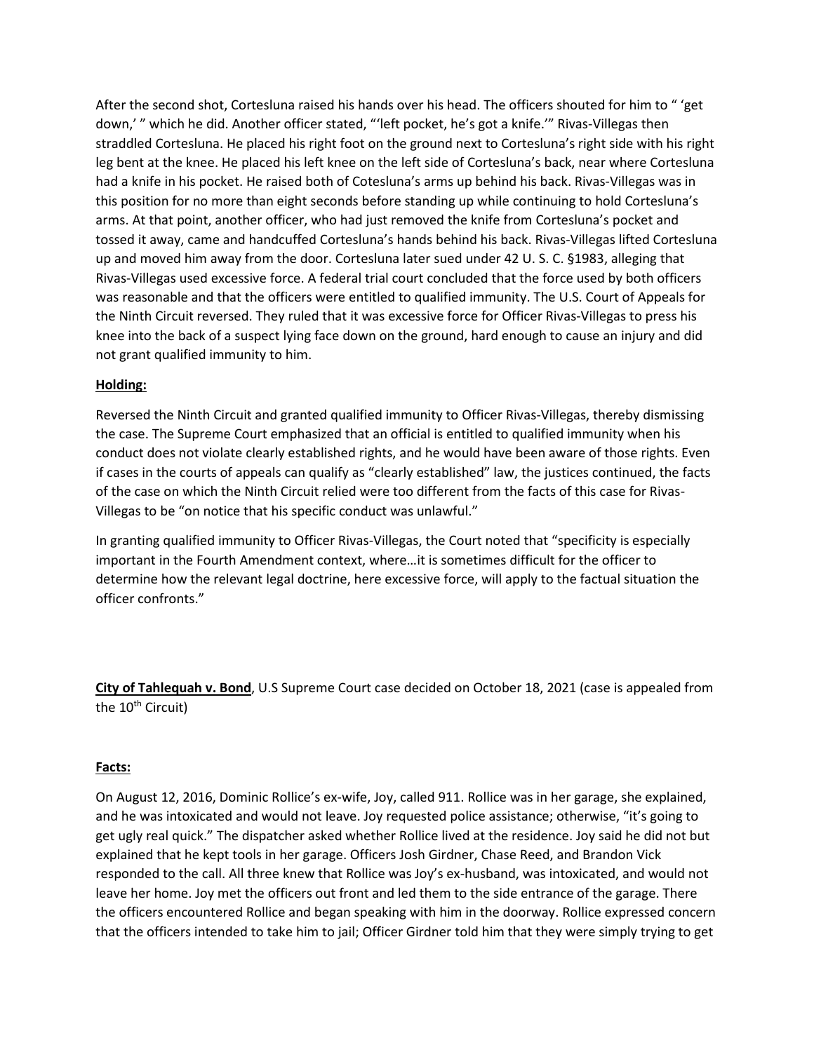After the second shot, Cortesluna raised his hands over his head. The officers shouted for him to " 'get down,' " which he did. Another officer stated, "'left pocket, he's got a knife.'" Rivas-Villegas then straddled Cortesluna. He placed his right foot on the ground next to Cortesluna's right side with his right leg bent at the knee. He placed his left knee on the left side of Cortesluna's back, near where Cortesluna had a knife in his pocket. He raised both of Cotesluna's arms up behind his back. Rivas-Villegas was in this position for no more than eight seconds before standing up while continuing to hold Cortesluna's arms. At that point, another officer, who had just removed the knife from Cortesluna's pocket and tossed it away, came and handcuffed Cortesluna's hands behind his back. Rivas-Villegas lifted Cortesluna up and moved him away from the door. Cortesluna later sued under 42 U. S. C. §1983, alleging that Rivas-Villegas used excessive force. A federal trial court concluded that the force used by both officers was reasonable and that the officers were entitled to qualified immunity. The U.S. Court of Appeals for the Ninth Circuit reversed. They ruled that it was excessive force for Officer Rivas-Villegas to press his knee into the back of a suspect lying face down on the ground, hard enough to cause an injury and did not grant qualified immunity to him.

**Holding:**

Reversed the Ninth Circuit and granted qualified immunity to Officer Rivas-Villegas, thereby dismissing the case. The Supreme Court emphasized that an official is entitled to qualified immunity when his conduct does not violate clearly established rights, and he would have been aware of those rights. Even if cases in the courts of appeals can qualify as "clearly established" law, the justices continued, the facts of the case on which the Ninth Circuit relied were too different from the facts of this case for Rivas-Villegas to be "on notice that his specific conduct was unlawful."

In granting qualified immunity to Officer Rivas-Villegas, the Court noted that "specificity is especially important in the Fourth Amendment context, where…it is sometimes difficult for the officer to determine how the relevant legal doctrine, here excessive force, will apply to the factual situation the officer confronts."

**City of Tahlequah v. Bond**, U.S Supreme Court case decided on October 18, 2021 (case is appealed from the 10th Circuit)

**Facts:**

On August 12, 2016, Dominic Rollice's ex-wife, Joy, called 911. Rollice was in her garage, she explained, and he was intoxicated and would not leave. Joy requested police assistance; otherwise, "it's going to get ugly real quick." The dispatcher asked whether Rollice lived at the residence. Joy said he did not but explained that he kept tools in her garage. Officers Josh Girdner, Chase Reed, and Brandon Vick responded to the call. All three knew that Rollice was Joy's ex-husband, was intoxicated, and would not leave her home. Joy met the officers out front and led them to the side entrance of the garage. There the officers encountered Rollice and began speaking with him in the doorway. Rollice expressed concern that the officers intended to take him to jail; Officer Girdner told him that they were simply trying to get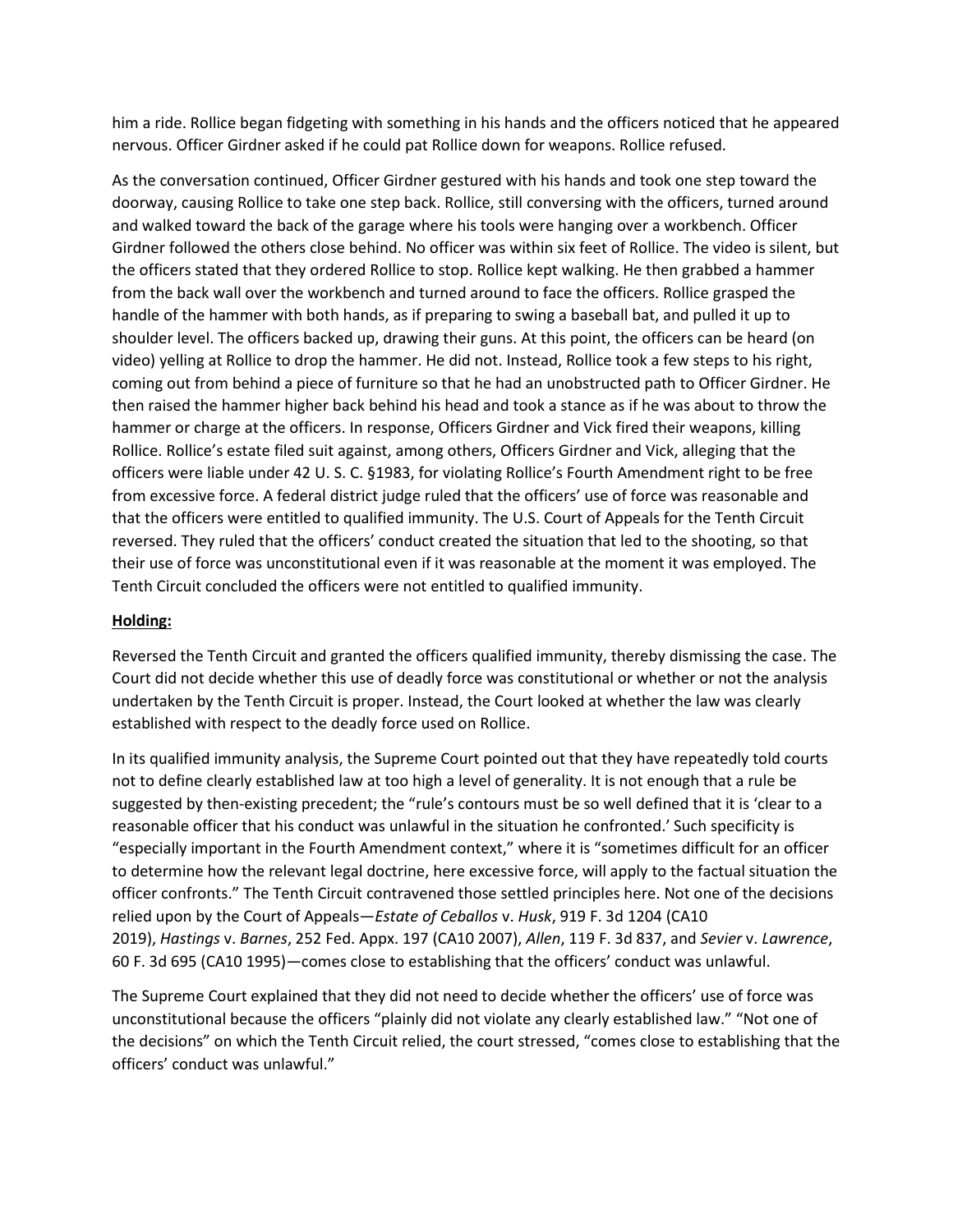him a ride. Rollice began fidgeting with something in his hands and the officers noticed that he appeared nervous. Officer Girdner asked if he could pat Rollice down for weapons. Rollice refused.

As the conversation continued, Officer Girdner gestured with his hands and took one step toward the doorway, causing Rollice to take one step back. Rollice, still conversing with the officers, turned around and walked toward the back of the garage where his tools were hanging over a workbench. Officer Girdner followed the others close behind. No officer was within six feet of Rollice. The video is silent, but the officers stated that they ordered Rollice to stop. Rollice kept walking. He then grabbed a hammer from the back wall over the workbench and turned around to face the officers. Rollice grasped the handle of the hammer with both hands, as if preparing to swing a baseball bat, and pulled it up to shoulder level. The officers backed up, drawing their guns. At this point, the officers can be heard (on video) yelling at Rollice to drop the hammer. He did not. Instead, Rollice took a few steps to his right, coming out from behind a piece of furniture so that he had an unobstructed path to Officer Girdner. He then raised the hammer higher back behind his head and took a stance as if he was about to throw the hammer or charge at the officers. In response, Officers Girdner and Vick fired their weapons, killing Rollice. Rollice's estate filed suit against, among others, Officers Girdner and Vick, alleging that the officers were liable under 42 U. S. C. §1983, for violating Rollice's Fourth Amendment right to be free from excessive force. A federal district judge ruled that the officers' use of force was reasonable and that the officers were entitled to qualified immunity. The U.S. Court of Appeals for the Tenth Circuit reversed. They ruled that the officers' conduct created the situation that led to the shooting, so that their use of force was unconstitutional even if it was reasonable at the moment it was employed. The Tenth Circuit concluded the officers were not entitled to qualified immunity.

**Holding:**

Reversed the Tenth Circuit and granted the officers qualified immunity, thereby dismissing the case. The Court did not decide whether this use of deadly force was constitutional or whether or not the analysis undertaken by the Tenth Circuit is proper. Instead, the Court looked at whether the law was clearly established with respect to the deadly force used on Rollice.

In its qualified immunity analysis, the Supreme Court pointed out that they have repeatedly told courts not to define clearly established law at too high a level of generality. It is not enough that a rule be suggested by then-existing precedent; the "rule's contours must be so well defined that it is 'clear to a reasonable officer that his conduct was unlawful in the situation he confronted.' Such specificity is "especially important in the Fourth Amendment context," where it is "sometimes difficult for an officer to determine how the relevant legal doctrine, here excessive force, will apply to the factual situation the officer confronts." The Tenth Circuit contravened those settled principles here. Not one of the decisions relied upon by the Court of Appeals—*Estate of Ceballos* v. *Husk*, 919 F. 3d 1204 (CA10 2019), *Hastings* v. *Barnes*, 252 Fed. Appx. 197 (CA10 2007), *Allen*, 119 F. 3d 837, and *Sevier* v. *Lawrence*, 60 F. 3d 695 (CA10 1995)—comes close to establishing that the officers' conduct was unlawful.

The Supreme Court explained that they did not need to decide whether the officers' use of force was unconstitutional because the officers "plainly did not violate any clearly established law." "Not one of the decisions" on which the Tenth Circuit relied, the court stressed, "comes close to establishing that the officers' conduct was unlawful."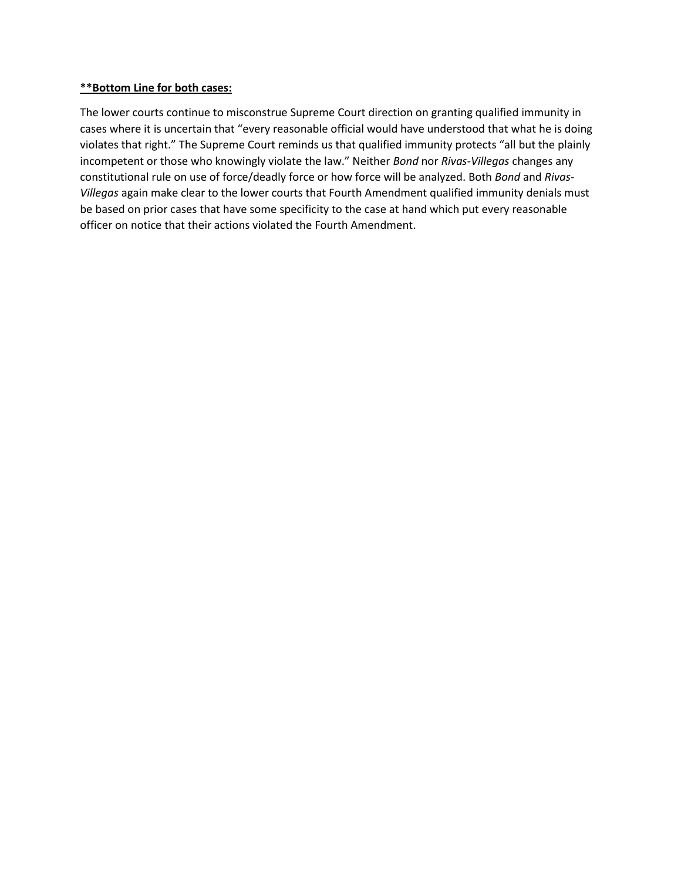**Bottom Line for both cases:**

The lower courts continue to misconstrue Supreme Court direction on granting qualified immunity in cases where it is uncertain that "every reasonable official would have understood that what he is doing violates that right." The Supreme Court reminds us that qualified immunity protects "all but the plainly incompetent or those who knowingly violate the law." Neither *Bond* nor *Rivas-Villegas* changes any constitutional rule on use of force/deadly force or how force will be analyzed. Both *Bond* and *Rivas-Villegas* again make clear to the lower courts that Fourth Amendment qualified immunity denials must be based on prior cases that have some specificity to the case at hand which put every reasonable officer on notice that their actions violated the Fourth Amendment.